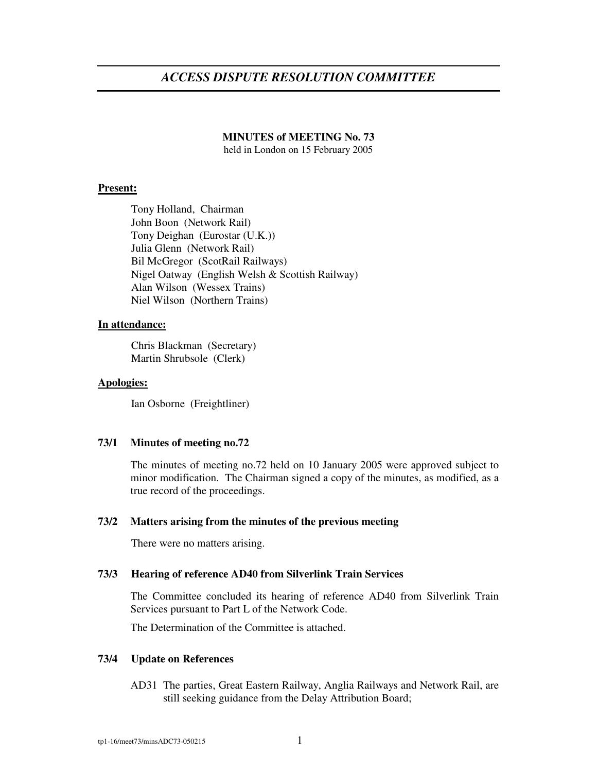# *ACCESS DISPUTE RESOLUTION COMMITTEE*

**MINUTES of MEETING No. 73**
held in London on 15 February 2005

**Present:**

Tony Holland, Chairman
John Boon (Network Rail)
Tony Deighan (Eurostar (U.K.))
Julia Glenn (Network Rail)
Bil McGregor (ScotRail Railways)
Nigel Oatway (English Welsh & Scottish Railway)
Alan Wilson (Wessex Trains)
Niel Wilson (Northern Trains)

**In attendance:**

Chris Blackman (Secretary)
Martin Shrubsole (Clerk)

**Apologies:**

Ian Osborne (Freightliner)

**73/1 Minutes of meeting no.72**

The minutes of meeting no.72 held on 10 January 2005 were approved subject to minor modification. The Chairman signed a copy of the minutes, as modified, as a true record of the proceedings.

**73/2 Matters arising from the minutes of the previous meeting**

There were no matters arising.

**73/3 Hearing of reference AD40 from Silverlink Train Services**

The Committee concluded its hearing of reference AD40 from Silverlink Train Services pursuant to Part L of the Network Code.

The Determination of the Committee is attached.

**73/4 Update on References**

AD31 The parties, Great Eastern Railway, Anglia Railways and Network Rail, are still seeking guidance from the Delay Attribution Board;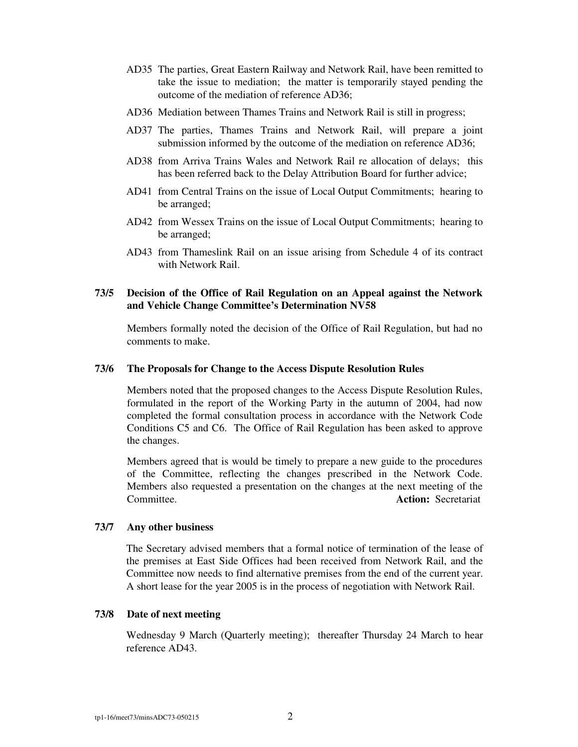AD35 The parties, Great Eastern Railway and Network Rail, have been remitted to take the issue to mediation; the matter is temporarily stayed pending the outcome of the mediation of reference AD36;

AD36 Mediation between Thames Trains and Network Rail is still in progress;

AD37 The parties, Thames Trains and Network Rail, will prepare a joint submission informed by the outcome of the mediation on reference AD36;

AD38 from Arriva Trains Wales and Network Rail re allocation of delays; this has been referred back to the Delay Attribution Board for further advice;

AD41 from Central Trains on the issue of Local Output Commitments; hearing to be arranged;

AD42 from Wessex Trains on the issue of Local Output Commitments; hearing to be arranged;

AD43 from Thameslink Rail on an issue arising from Schedule 4 of its contract with Network Rail.

**73/5 Decision of the Office of Rail Regulation on an Appeal against the Network and Vehicle Change Committee's Determination NV58**

Members formally noted the decision of the Office of Rail Regulation, but had no comments to make.

**73/6 The Proposals for Change to the Access Dispute Resolution Rules**

Members noted that the proposed changes to the Access Dispute Resolution Rules, formulated in the report of the Working Party in the autumn of 2004, had now completed the formal consultation process in accordance with the Network Code Conditions C5 and C6. The Office of Rail Regulation has been asked to approve the changes.

Members agreed that is would be timely to prepare a new guide to the procedures of the Committee, reflecting the changes prescribed in the Network Code. Members also requested a presentation on the changes at the next meeting of the Committee. **Action:** Secretariat

**73/7 Any other business**

The Secretary advised members that a formal notice of termination of the lease of the premises at East Side Offices had been received from Network Rail, and the Committee now needs to find alternative premises from the end of the current year. A short lease for the year 2005 is in the process of negotiation with Network Rail.

**73/8 Date of next meeting**

Wednesday 9 March (Quarterly meeting); thereafter Thursday 24 March to hear reference AD43.